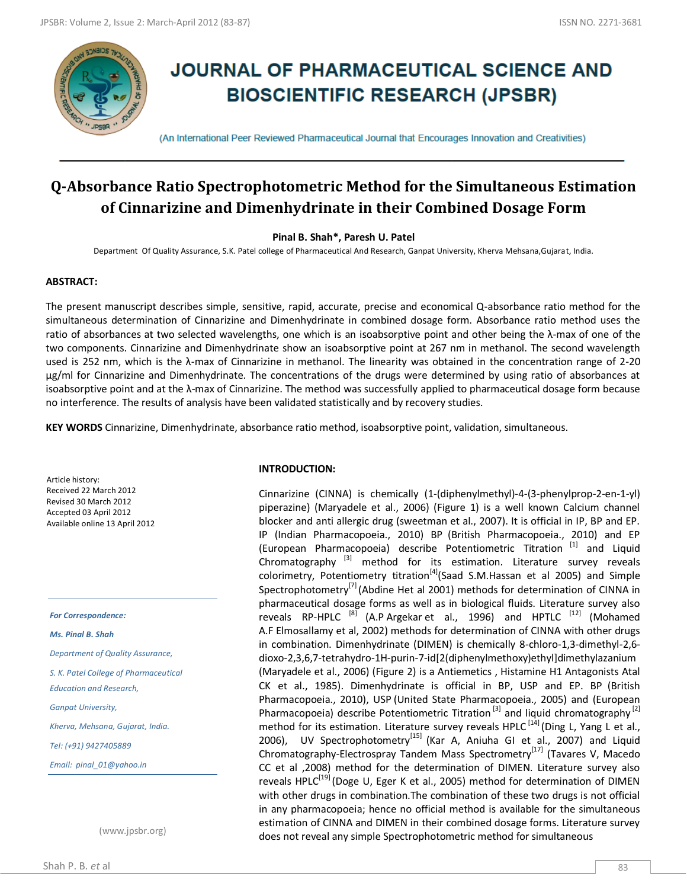# JOURNAL OF PHARMACEUTICAL SCIENCE AND BIOSCIENTIFIC RESEARCH (JPSBR)

(An International Peer Reviewed Pharmaceutical Journal that Encourages Innovation and Creativities)

## Q-Absorbance Ratio Spectrophotometric Method for the Simultaneous Estimation of Cinnarizine and Dimenhydrinate in their Combined Dosage Form

**Pinal B. Shah*, Paresh U. Patel**

Department Of Quality Assurance, S.K. Patel college of Pharmaceutical And Research, Ganpat University, Kherva Mehsana,Gujarat, India.

### ABSTRACT:

The present manuscript describes simple, sensitive, rapid, accurate, precise and economical Q-absorbance ratio method for the simultaneous determination of Cinnarizine and Dimenhydrinate in combined dosage form. Absorbance ratio method uses the ratio of absorbances at two selected wavelengths, one which is an isoabsorptive point and other being the λ-max of one of the two components. Cinnarizine and Dimenhydrinate show an isoabsorptive point at 267 nm in methanol. The second wavelength used is 252 nm, which is the λ-max of Cinnarizine in methanol. The linearity was obtained in the concentration range of 2-20 μg/ml for Cinnarizine and Dimenhydrinate. The concentrations of the drugs were determined by using ratio of absorbances at isoabsorptive point and at the λ-max of Cinnarizine. The method was successfully applied to pharmaceutical dosage form because no interference. The results of analysis have been validated statistically and by recovery studies.

**KEY WORDS** Cinnarizine, Dimenhydrinate, absorbance ratio method, isoabsorptive point, validation, simultaneous.

Article history:
Received 22 March 2012
Revised 30 March 2012
Accepted 03 April 2012
Available online 13 April 2012

*For Correspondence:*

***Ms. Pinal B. Shah***

*Department of Quality Assurance,*

*S. K. Patel College of Pharmaceutical Education and Research,*

*Ganpat University,*

*Kherva, Mehsana, Gujarat, India.*

*Tel: (+91) 9427405889*

*Email: pinal_01@yahoo.in*

(www.jpsbr.org)

### INTRODUCTION:

Cinnarizine (CINNA) is chemically (1-(diphenylmethyl)-4-(3-phenylprop-2-en-1-yl) piperazine) (Maryadele et al., 2006) (Figure 1) is a well known Calcium channel blocker and anti allergic drug (sweetman et al., 2007). It is official in IP, BP and EP. IP (Indian Pharmacopoeia., 2010) BP (British Pharmacopoeia., 2010) and EP (European Pharmacopoeia) describe Potentiometric Titration [1] and Liquid Chromatography [3] method for its estimation. Literature survey reveals colorimetry, Potentiometry titration[4](Saad S.M.Hassan et al 2005) and Simple Spectrophotometry[7] (Abdine Het al 2001) methods for determination of CINNA in pharmaceutical dosage forms as well as in biological fluids. Literature survey also reveals RP-HPLC [8] (A.P Argekar et al., 1996) and HPTLC [12] (Mohamed A.F Elmosallamy et al, 2002) methods for determination of CINNA with other drugs in combination. Dimenhydrinate (DIMEN) is chemically 8-chloro-1,3-dimethyl-2,6-dioxo-2,3,6,7-tetrahydro-1H-purin-7-id[2(diphenylmethoxy)ethyl]dimethylazanium (Maryadele et al., 2006) (Figure 2) is a Antiemetics , Histamine H1 Antagonists Atal CK et al., 1985). Dimenhydrinate is official in BP, USP and EP. BP (British Pharmacopoeia., 2010), USP (United State Pharmacopoeia., 2005) and (European Pharmacopoeia) describe Potentiometric Titration [3] and liquid chromatography [2] method for its estimation. Literature survey reveals HPLC [14] (Ding L, Yang L et al., 2006), UV Spectrophotometry[15] (Kar A, Aniuha GI et al., 2007) and Liquid Chromatography-Electrospray Tandem Mass Spectrometry[17] (Tavares V, Macedo CC et al ,2008) method for the determination of DIMEN. Literature survey also reveals HPLC[19] (Doge U, Eger K et al., 2005) method for determination of DIMEN with other drugs in combination.The combination of these two drugs is not official in any pharmacopoeia; hence no official method is available for the simultaneous estimation of CINNA and DIMEN in their combined dosage forms. Literature survey does not reveal any simple Spectrophotometric method for simultaneous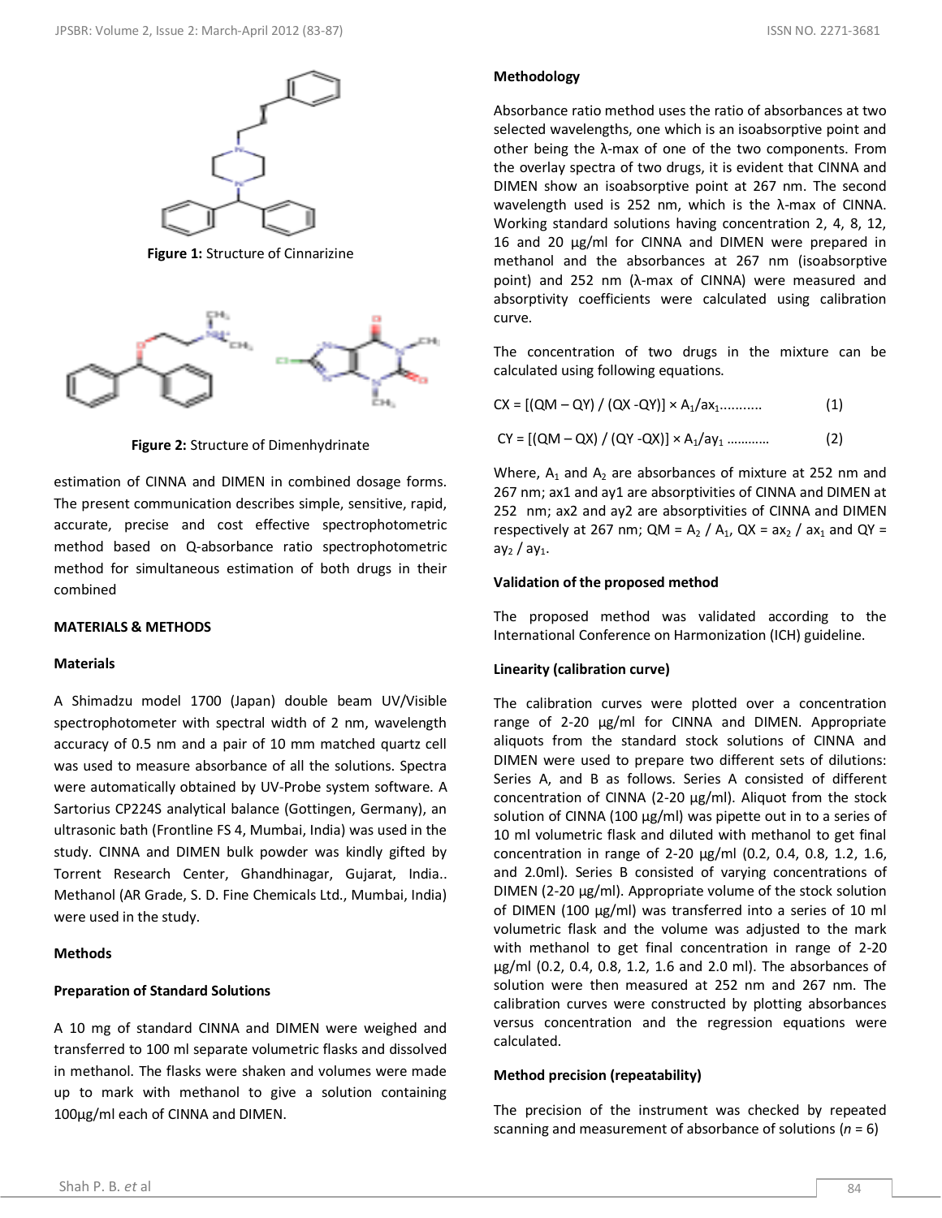Figure 1: Structure of Cinnarizine

Figure 2: Structure of Dimenhydrinate

estimation of CINNA and DIMEN in combined dosage forms. The present communication describes simple, sensitive, rapid, accurate, precise and cost effective spectrophotometric method based on Q-absorbance ratio spectrophotometric method for simultaneous estimation of both drugs in their combined

## MATERIALS & METHODS

### Materials

A Shimadzu model 1700 (Japan) double beam UV/Visible spectrophotometer with spectral width of 2 nm, wavelength accuracy of 0.5 nm and a pair of 10 mm matched quartz cell was used to measure absorbance of all the solutions. Spectra were automatically obtained by UV-Probe system software. A Sartorius CP224S analytical balance (Gottingen, Germany), an ultrasonic bath (Frontline FS 4, Mumbai, India) was used in the study. CINNA and DIMEN bulk powder was kindly gifted by Torrent Research Center, Ghandhinagar, Gujarat, India.. Methanol (AR Grade, S. D. Fine Chemicals Ltd., Mumbai, India) were used in the study.

### Methods

#### Preparation of Standard Solutions

A 10 mg of standard CINNA and DIMEN were weighed and transferred to 100 ml separate volumetric flasks and dissolved in methanol. The flasks were shaken and volumes were made up to mark with methanol to give a solution containing 100µg/ml each of CINNA and DIMEN.

#### Methodology

Absorbance ratio method uses the ratio of absorbances at two selected wavelengths, one which is an isoabsorptive point and other being the λ-max of one of the two components. From the overlay spectra of two drugs, it is evident that CINNA and DIMEN show an isoabsorptive point at 267 nm. The second wavelength used is 252 nm, which is the λ-max of CINNA. Working standard solutions having concentration 2, 4, 8, 12, 16 and 20 µg/ml for CINNA and DIMEN were prepared in methanol and the absorbances at 267 nm (isoabsorptive point) and 252 nm (λ-max of CINNA) were measured and absorptivity coefficients were calculated using calibration curve.

The concentration of two drugs in the mixture can be calculated using following equations.

$$CX = [(QM - QY) / (QX - QY)] \times A_1/ax_1 \qquad (1)$$

$$CY = [(QM - QX) / (QY - QX)] \times A_1/ay_1 \qquad (2)$$

Where, $A_1$ and $A_2$ are absorbances of mixture at 252 nm and 267 nm; ax1 and ay1 are absorptivities of CINNA and DIMEN at 252 nm; ax2 and ay2 are absorptivities of CINNA and DIMEN respectively at 267 nm; $QM = A_2 / A_1$, $QX = ax_2 / ax_1$ and $QY = ay_2 / ay_1$.

#### Validation of the proposed method

The proposed method was validated according to the International Conference on Harmonization (ICH) guideline.

#### Linearity (calibration curve)

The calibration curves were plotted over a concentration range of 2-20 µg/ml for CINNA and DIMEN. Appropriate aliquots from the standard stock solutions of CINNA and DIMEN were used to prepare two different sets of dilutions: Series A, and B as follows. Series A consisted of different concentration of CINNA (2-20 µg/ml). Aliquot from the stock solution of CINNA (100 µg/ml) was pipette out in to a series of 10 ml volumetric flask and diluted with methanol to get final concentration in range of 2-20 µg/ml (0.2, 0.4, 0.8, 1.2, 1.6, and 2.0ml). Series B consisted of varying concentrations of DIMEN (2-20 µg/ml). Appropriate volume of the stock solution of DIMEN (100 µg/ml) was transferred into a series of 10 ml volumetric flask and the volume was adjusted to the mark with methanol to get final concentration in range of 2-20 µg/ml (0.2, 0.4, 0.8, 1.2, 1.6 and 2.0 ml). The absorbances of solution were then measured at 252 nm and 267 nm. The calibration curves were constructed by plotting absorbances versus concentration and the regression equations were calculated.

#### Method precision (repeatability)

The precision of the instrument was checked by repeated scanning and measurement of absorbance of solutions ($n = 6$)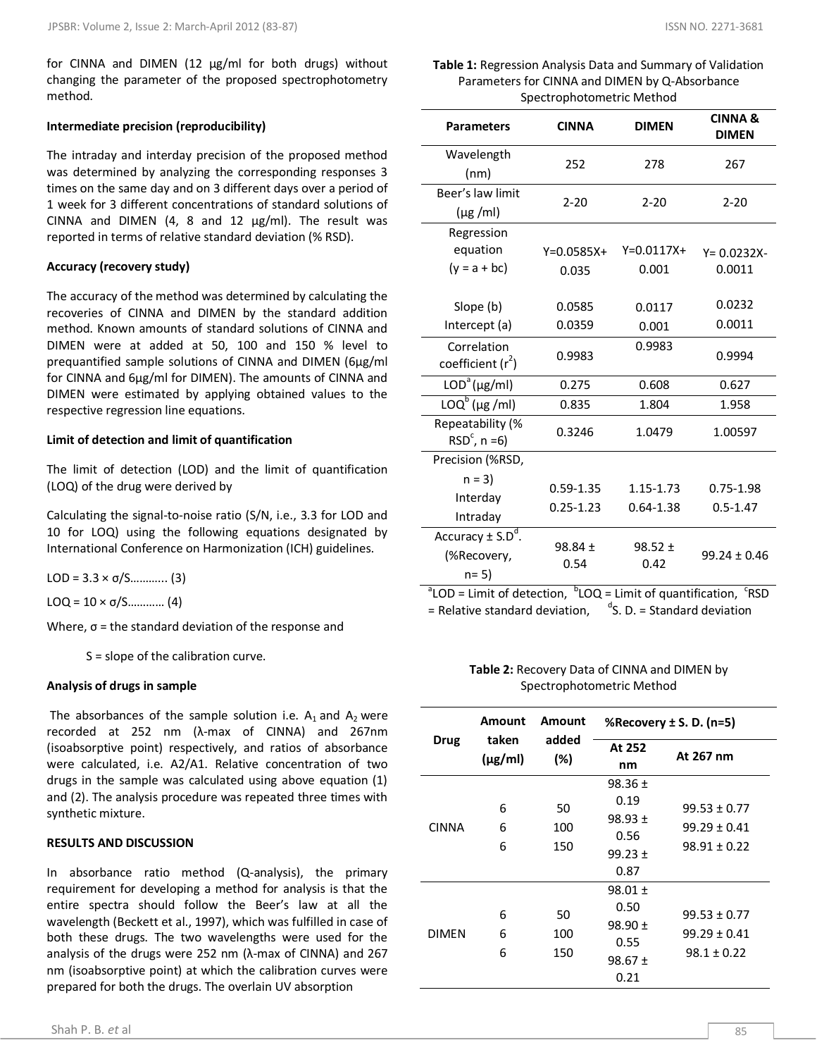for CINNA and DIMEN (12 μg/ml for both drugs) without changing the parameter of the proposed spectrophotometry method.

**Intermediate precision (reproducibility)**

The intraday and interday precision of the proposed method was determined by analyzing the corresponding responses 3 times on the same day and on 3 different days over a period of 1 week for 3 different concentrations of standard solutions of CINNA and DIMEN (4, 8 and 12 μg/ml). The result was reported in terms of relative standard deviation (% RSD).

**Accuracy (recovery study)**

The accuracy of the method was determined by calculating the recoveries of CINNA and DIMEN by the standard addition method. Known amounts of standard solutions of CINNA and DIMEN were at added at 50, 100 and 150 % level to prequantified sample solutions of CINNA and DIMEN (6μg/ml for CINNA and 6μg/ml for DIMEN). The amounts of CINNA and DIMEN were estimated by applying obtained values to the respective regression line equations.

**Limit of detection and limit of quantification**

The limit of detection (LOD) and the limit of quantification (LOQ) of the drug were derived by

Calculating the signal-to-noise ratio (S/N, i.e., 3.3 for LOD and 10 for LOQ) using the following equations designated by International Conference on Harmonization (ICH) guidelines.

$LOD = 3.3 \times \sigma/S$……….. (3)

$LOQ = 10 \times \sigma/S$……….. (4)

Where, σ = the standard deviation of the response and

S = slope of the calibration curve.

**Analysis of drugs in sample**

The absorbances of the sample solution i.e. $A_1$ and $A_2$ were recorded at 252 nm (λ-max of CINNA) and 267nm (isoabsorptive point) respectively, and ratios of absorbance were calculated, i.e. A2/A1. Relative concentration of two drugs in the sample was calculated using above equation (1) and (2). The analysis procedure was repeated three times with synthetic mixture.

**RESULTS AND DISCUSSION**

In absorbance ratio method (Q-analysis), the primary requirement for developing a method for analysis is that the entire spectra should follow the Beer's law at all the wavelength (Beckett et al., 1997), which was fulfilled in case of both these drugs. The two wavelengths were used for the analysis of the drugs were 252 nm (λ-max of CINNA) and 267 nm (isoabsorptive point) at which the calibration curves were prepared for both the drugs. The overlain UV absorption

**Table 1:** Regression Analysis Data and Summary of Validation Parameters for CINNA and DIMEN by Q-Absorbance Spectrophotometric Method

| Parameters | CINNA | DIMEN | CINNA & DIMEN |
|---|---|---|---|
| Wavelength (nm) | 252 | 278 | 267 |
| Beer's law limit (μg /ml) | 2-20 | 2-20 | 2-20 |
| Regression equation (y = a + bc) | Y=0.0585X+ 0.035 | Y=0.0117X+ 0.001 | Y= 0.0232X- 0.0011 |
| Slope (b)<br>Intercept (a) | 0.0585<br>0.0359 | 0.0117<br>0.001 | 0.0232<br>0.0011 |
| Correlation coefficient ($r^2$) | 0.9983 | 0.9983 | 0.9994 |
| LOD[a] (μg/ml) | 0.275 | 0.608 | 0.627 |
| LOQ[b] (μg /ml) | 0.835 | 1.804 | 1.958 |
| Repeatability (% RSD[c], n =6) | 0.3246 | 1.0479 | 1.00597 |
| Precision (%RSD, n = 3)<br>Interday<br>Intraday | <br>0.59-1.35<br>0.25-1.23 | <br>1.15-1.73<br>0.64-1.38 | <br>0.75-1.98<br>0.5-1.47 |
| Accuracy ± S.D[d]. (%Recovery, n= 5) | 98.84 ± 0.54 | 98.52 ± 0.42 | 99.24 ± 0.46 |

[a]LOD = Limit of detection, [b]LOQ = Limit of quantification, [c]RSD = Relative standard deviation, [d]S. D. = Standard deviation

**Table 2:** Recovery Data of CINNA and DIMEN by Spectrophotometric Method

| Drug | Amount taken (μg/ml) | Amount added (%) | %Recovery ± S. D. (n=5) | |
|---|---|---|---|---|
| | | | At 252 nm | At 267 nm |
| CINNA | 6 | 50 | 98.36 ± 0.19 | 99.53 ± 0.77 |
| | 6 | 100 | 98.93 ± 0.56 | 99.29 ± 0.41 |
| | 6 | 150 | 99.23 ± 0.87 | 98.91 ± 0.22 |
| DIMEN | 6 | 50 | 98.01 ± 0.50 | 99.53 ± 0.77 |
| | 6 | 100 | 98.90 ± 0.55 | 99.29 ± 0.41 |
| | 6 | 150 | 98.67 ± 0.21 | 98.1 ± 0.22 |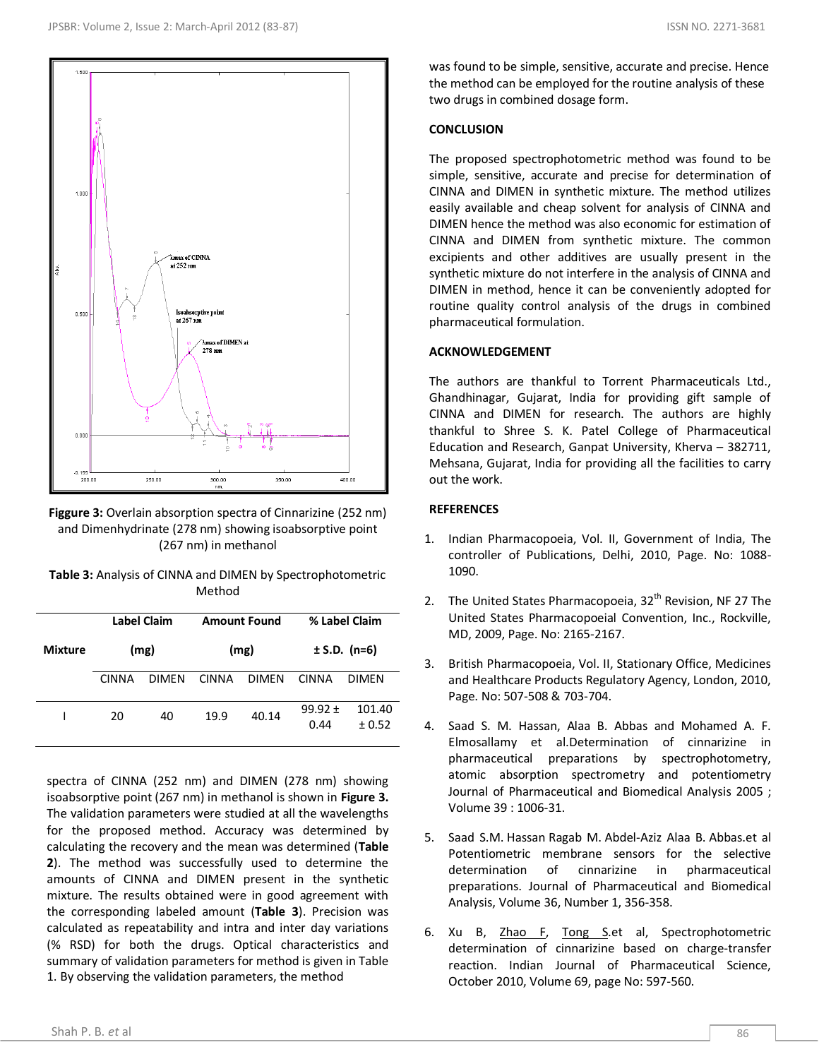Figgure 3: Overlain absorption spectra of Cinnarizine (252 nm) and Dimenhydrinate (278 nm) showing isoabsorptive point (267 nm) in methanol

Table 3: Analysis of CINNA and DIMEN by Spectrophotometric Method

| Mixture | Label Claim (mg) | | Amount Found (mg) | | % Label Claim ± S.D. (n=6) | |
|---|---|---|---|---|---|---|
| | CINNA | DIMEN | CINNA | DIMEN | CINNA | DIMEN |
| I | 20 | 40 | 19.9 | 40.14 | 99.92 ± 0.44 | 101.40 ± 0.52 |

spectra of CINNA (252 nm) and DIMEN (278 nm) showing isoabsorptive point (267 nm) in methanol is shown in **Figure 3.** The validation parameters were studied at all the wavelengths for the proposed method. Accuracy was determined by calculating the recovery and the mean was determined (**Table 2**). The method was successfully used to determine the amounts of CINNA and DIMEN present in the synthetic mixture. The results obtained were in good agreement with the corresponding labeled amount (**Table 3**). Precision was calculated as repeatability and intra and inter day variations (% RSD) for both the drugs. Optical characteristics and summary of validation parameters for method is given in Table 1. By observing the validation parameters, the method was found to be simple, sensitive, accurate and precise. Hence the method can be employed for the routine analysis of these two drugs in combined dosage form.

## CONCLUSION

The proposed spectrophotometric method was found to be simple, sensitive, accurate and precise for determination of CINNA and DIMEN in synthetic mixture. The method utilizes easily available and cheap solvent for analysis of CINNA and DIMEN hence the method was also economic for estimation of CINNA and DIMEN from synthetic mixture. The common excipients and other additives are usually present in the synthetic mixture do not interfere in the analysis of CINNA and DIMEN in method, hence it can be conveniently adopted for routine quality control analysis of the drugs in combined pharmaceutical formulation.

## ACKNOWLEDGEMENT

The authors are thankful to Torrent Pharmaceuticals Ltd., Ghandhinagar, Gujarat, India for providing gift sample of CINNA and DIMEN for research. The authors are highly thankful to Shree S. K. Patel College of Pharmaceutical Education and Research, Ganpat University, Kherva – 382711, Mehsana, Gujarat, India for providing all the facilities to carry out the work.

## REFERENCES

1. Indian Pharmacopoeia, Vol. II, Government of India, The controller of Publications, Delhi, 2010, Page. No: 1088-1090.
2. The United States Pharmacopoeia, 32[th] Revision, NF 27 The United States Pharmacopoeial Convention, Inc., Rockville, MD, 2009, Page. No: 2165-2167.
3. British Pharmacopoeia, Vol. II, Stationary Office, Medicines and Healthcare Products Regulatory Agency, London, 2010, Page. No: 507-508 & 703-704.
4. Saad S. M. Hassan, Alaa B. Abbas and Mohamed A. F. Elmosallamy et al.Determination of cinnarizine in pharmaceutical preparations by spectrophotometry, atomic absorption spectrometry and potentiometry Journal of Pharmaceutical and Biomedical Analysis 2005 ; Volume 39 : 1006-31.
5. Saad S.M. Hassan Ragab M. Abdel-Aziz Alaa B. Abbas.et al Potentiometric membrane sensors for the selective determination of cinnarizine in pharmaceutical preparations. Journal of Pharmaceutical and Biomedical Analysis, Volume 36, Number 1, 356-358.
6. Xu B, Zhao F, Tong S.et al, Spectrophotometric determination of cinnarizine based on charge-transfer reaction. Indian Journal of Pharmaceutical Science, October 2010, Volume 69, page No: 597-560.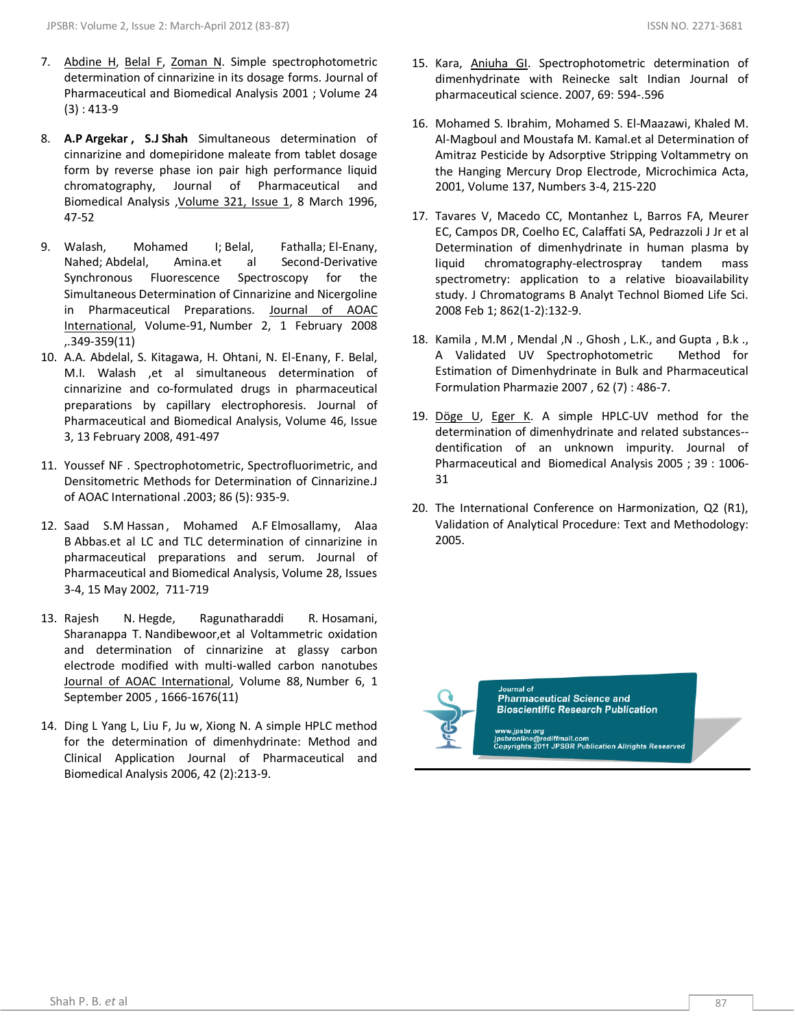7. Abdine H, Belal F, Zoman N. Simple spectrophotometric determination of cinnarizine in its dosage forms. Journal of Pharmaceutical and Biomedical Analysis 2001 ; Volume 24 (3) : 413-9

8. **A.P Argekar , S.J Shah** Simultaneous determination of cinnarizine and domepiridone maleate from tablet dosage form by reverse phase ion pair high performance liquid chromatography, Journal of Pharmaceutical and Biomedical Analysis ,Volume 321, Issue 1, 8 March 1996, 47-52

9. Walash, Mohamed I; Belal, Fathalla; El-Enany, Nahed; Abdelal, Amina.et al Second-Derivative Synchronous Fluorescence Spectroscopy for the Simultaneous Determination of Cinnarizine and Nicergoline in Pharmaceutical Preparations. Journal of AOAC International, Volume-91, Number 2, 1 February 2008 ,.349-359(11)

10. A.A. Abdelal, S. Kitagawa, H. Ohtani, N. El-Enany, F. Belal, M.I. Walash ,et al simultaneous determination of cinnarizine and co-formulated drugs in pharmaceutical preparations by capillary electrophoresis. Journal of Pharmaceutical and Biomedical Analysis, Volume 46, Issue 3, 13 February 2008, 491-497

11. Youssef NF . Spectrophotometric, Spectrofluorimetric, and Densitometric Methods for Determination of Cinnarizine.J of AOAC International .2003; 86 (5): 935-9.

12. Saad S.M Hassan , Mohamed A.F Elmosallamy, Alaa B Abbas.et al LC and TLC determination of cinnarizine in pharmaceutical preparations and serum. Journal of Pharmaceutical and Biomedical Analysis, Volume 28, Issues 3-4, 15 May 2002, 711-719

13. Rajesh N. Hegde, Ragunatharaddi R. Hosamani, Sharanappa T. Nandibewoor,et al Voltammetric oxidation and determination of cinnarizine at glassy carbon electrode modified with multi-walled carbon nanotubes Journal of AOAC International, Volume 88, Number 6, 1 September 2005 , 1666-1676(11)

14. Ding L Yang L, Liu F, Ju w, Xiong N. A simple HPLC method for the determination of dimenhydrinate: Method and Clinical Application Journal of Pharmaceutical and Biomedical Analysis 2006, 42 (2):213-9.

15. Kara, Aniuha GI. Spectrophotometric determination of dimenhydrinate with Reinecke salt Indian Journal of pharmaceutical science. 2007, 69: 594-.596

16. Mohamed S. Ibrahim, Mohamed S. El-Maazawi, Khaled M. Al-Magboul and Moustafa M. Kamal.et al Determination of Amitraz Pesticide by Adsorptive Stripping Voltammetry on the Hanging Mercury Drop Electrode, Microchimica Acta, 2001, Volume 137, Numbers 3-4, 215-220

17. Tavares V, Macedo CC, Montanhez L, Barros FA, Meurer EC, Campos DR, Coelho EC, Calaffati SA, Pedrazzoli J Jr et al Determination of dimenhydrinate in human plasma by liquid chromatography-electrospray tandem mass spectrometry: application to a relative bioavailability study. J Chromatograms B Analyt Technol Biomed Life Sci. 2008 Feb 1; 862(1-2):132-9.

18. Kamila , M.M , Mendal ,N ., Ghosh , L.K., and Gupta , B.k ., A Validated UV Spectrophotometric Method for Estimation of Dimenhydrinate in Bulk and Pharmaceutical Formulation Pharmazie 2007 , 62 (7) : 486-7.

19. Döge U, Eger K. A simple HPLC-UV method for the determination of dimenhydrinate and related substances--dentification of an unknown impurity. Journal of Pharmaceutical and Biomedical Analysis 2005 ; 39 : 1006-31

20. The International Conference on Harmonization, Q2 (R1), Validation of Analytical Procedure: Text and Methodology: 2005.

Journal of
Pharmaceutical Science and
Bioscientific Research Publication
www.jpsbr.org
jpsbronline@rediffmail.com
Copyrights 2011 JPSBR Publication Allrights Researved